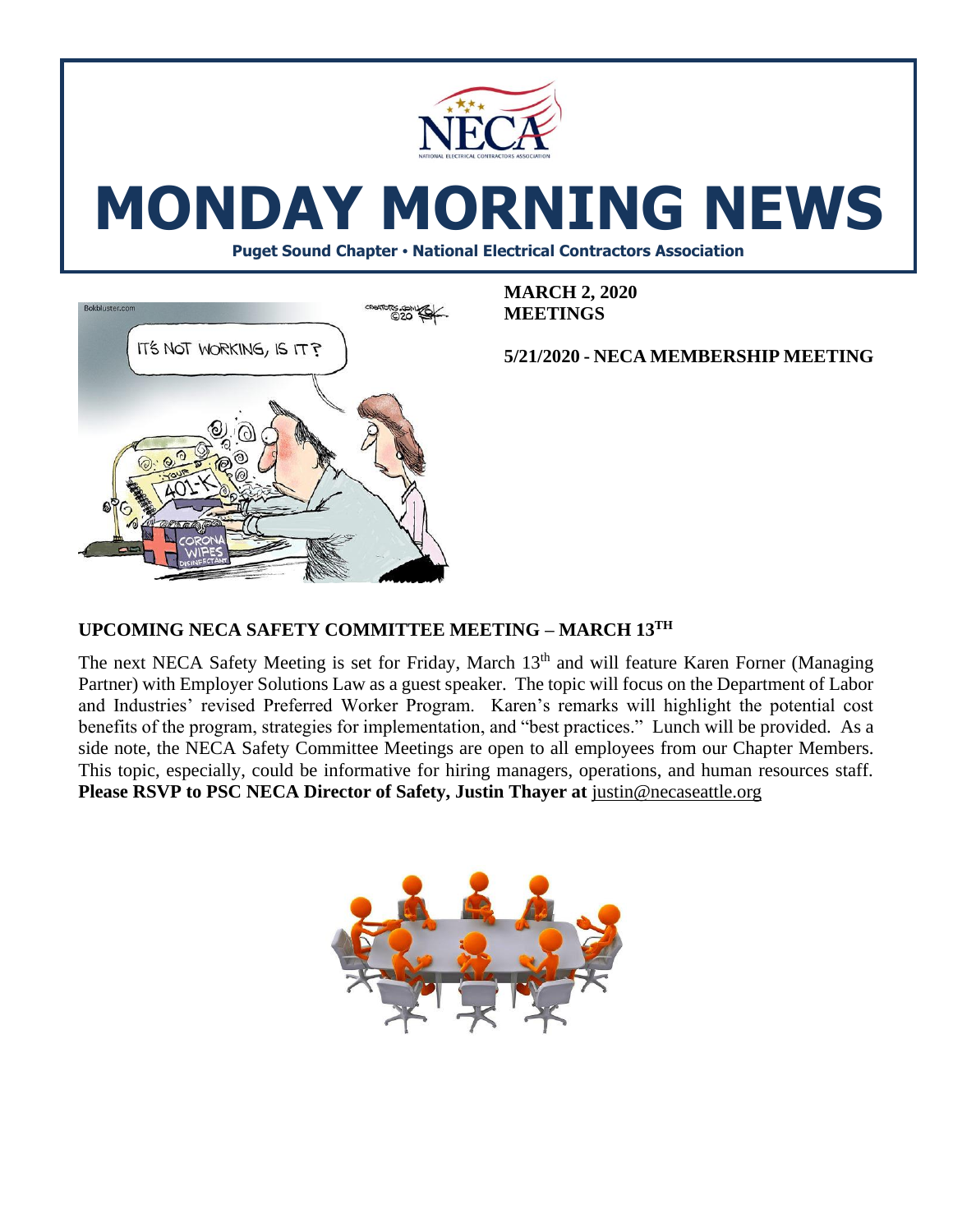# MONDAY MORNING NEWS

**Puget Sound Chapter • National Electrical Contractors Association**

**MARCH 2, 2020**
**MEETINGS**

**5/21/2020 - NECA MEMBERSHIP MEETING**

## UPCOMING NECA SAFETY COMMITTEE MEETING – MARCH 13TH

The next NECA Safety Meeting is set for Friday, March 13th and will feature Karen Forner (Managing Partner) with Employer Solutions Law as a guest speaker. The topic will focus on the Department of Labor and Industries' revised Preferred Worker Program. Karen's remarks will highlight the potential cost benefits of the program, strategies for implementation, and "best practices." Lunch will be provided. As a side note, the NECA Safety Committee Meetings are open to all employees from our Chapter Members. This topic, especially, could be informative for hiring managers, operations, and human resources staff. **Please RSVP to PSC NECA Director of Safety, Justin Thayer at** justin@necaseattle.org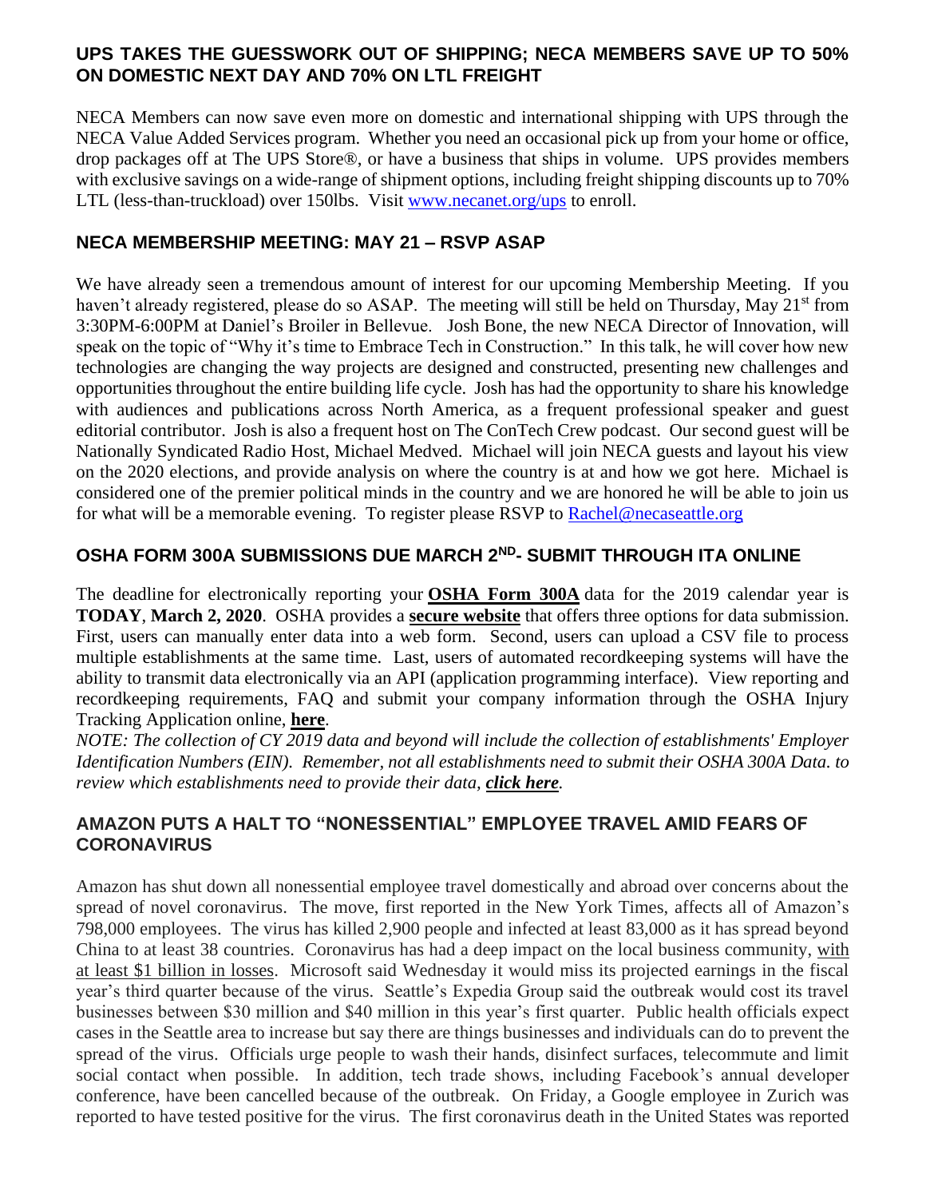## UPS TAKES THE GUESSWORK OUT OF SHIPPING; NECA MEMBERS SAVE UP TO 50% ON DOMESTIC NEXT DAY AND 70% ON LTL FREIGHT

NECA Members can now save even more on domestic and international shipping with UPS through the NECA Value Added Services program. Whether you need an occasional pick up from your home or office, drop packages off at The UPS Store®, or have a business that ships in volume. UPS provides members with exclusive savings on a wide-range of shipment options, including freight shipping discounts up to 70% LTL (less-than-truckload) over 150lbs. Visit [www.necanet.org/ups](www.necanet.org/ups) to enroll.

## NECA MEMBERSHIP MEETING: MAY 21 – RSVP ASAP

We have already seen a tremendous amount of interest for our upcoming Membership Meeting. If you haven't already registered, please do so ASAP. The meeting will still be held on Thursday, May 21st from 3:30PM-6:00PM at Daniel's Broiler in Bellevue. Josh Bone, the new NECA Director of Innovation, will speak on the topic of "Why it's time to Embrace Tech in Construction." In this talk, he will cover how new technologies are changing the way projects are designed and constructed, presenting new challenges and opportunities throughout the entire building life cycle. Josh has had the opportunity to share his knowledge with audiences and publications across North America, as a frequent professional speaker and guest editorial contributor. Josh is also a frequent host on The ConTech Crew podcast. Our second guest will be Nationally Syndicated Radio Host, Michael Medved. Michael will join NECA guests and layout his view on the 2020 elections, and provide analysis on where the country is at and how we got here. Michael is considered one of the premier political minds in the country and we are honored he will be able to join us for what will be a memorable evening. To register please RSVP to [Rachel@necaseattle.org](mailto:Rachel@necaseattle.org)

## OSHA FORM 300A SUBMISSIONS DUE MARCH 2ND- SUBMIT THROUGH ITA ONLINE

The deadline for electronically reporting your **OSHA Form 300A** data for the 2019 calendar year is **TODAY**, **March 2, 2020**. OSHA provides a **secure website** that offers three options for data submission. First, users can manually enter data into a web form. Second, users can upload a CSV file to process multiple establishments at the same time. Last, users of automated recordkeeping systems will have the ability to transmit data electronically via an API (application programming interface). View reporting and recordkeeping requirements, FAQ and submit your company information through the OSHA Injury Tracking Application online, **here**.

*NOTE: The collection of CY 2019 data and beyond will include the collection of establishments' Employer Identification Numbers (EIN). Remember, not all establishments need to submit their OSHA 300A Data. to review which establishments need to provide their data, **click here**.*

## AMAZON PUTS A HALT TO "NONESSENTIAL" EMPLOYEE TRAVEL AMID FEARS OF CORONAVIRUS

Amazon has shut down all nonessential employee travel domestically and abroad over concerns about the spread of novel coronavirus. The move, first reported in the New York Times, affects all of Amazon's 798,000 employees. The virus has killed 2,900 people and infected at least 83,000 as it has spread beyond China to at least 38 countries. Coronavirus has had a deep impact on the local business community, with at least $1 billion in losses. Microsoft said Wednesday it would miss its projected earnings in the fiscal year's third quarter because of the virus. Seattle's Expedia Group said the outbreak would cost its travel businesses between $30 million and $40 million in this year's first quarter. Public health officials expect cases in the Seattle area to increase but say there are things businesses and individuals can do to prevent the spread of the virus. Officials urge people to wash their hands, disinfect surfaces, telecommute and limit social contact when possible. In addition, tech trade shows, including Facebook's annual developer conference, have been cancelled because of the outbreak. On Friday, a Google employee in Zurich was reported to have tested positive for the virus. The first coronavirus death in the United States was reported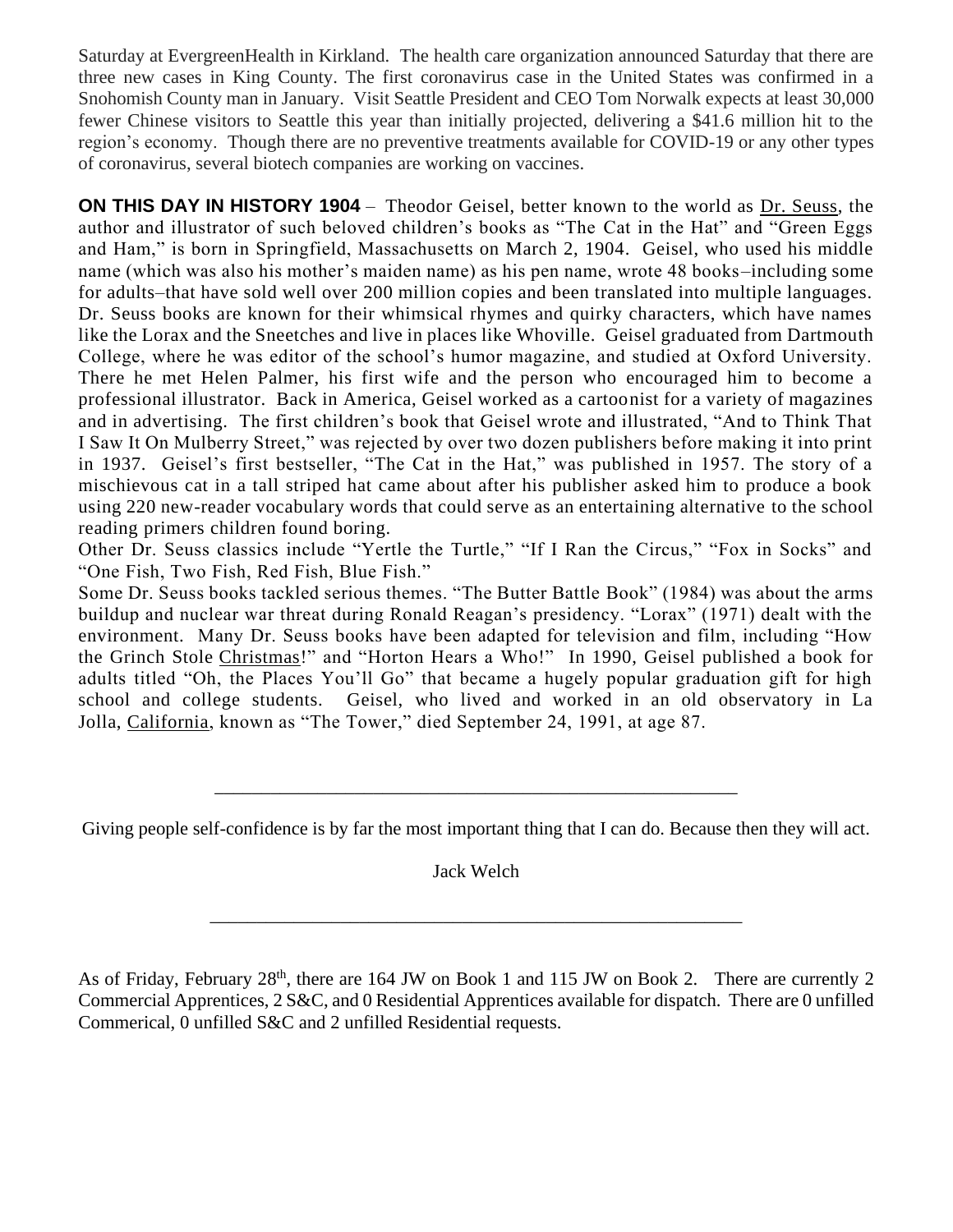Saturday at EvergreenHealth in Kirkland. The health care organization announced Saturday that there are three new cases in King County. The first coronavirus case in the United States was confirmed in a Snohomish County man in January. Visit Seattle President and CEO Tom Norwalk expects at least 30,000 fewer Chinese visitors to Seattle this year than initially projected, delivering a $41.6 million hit to the region's economy. Though there are no preventive treatments available for COVID-19 or any other types of coronavirus, several biotech companies are working on vaccines.

**ON THIS DAY IN HISTORY 1904** – Theodor Geisel, better known to the world as Dr. Seuss, the author and illustrator of such beloved children's books as "The Cat in the Hat" and "Green Eggs and Ham," is born in Springfield, Massachusetts on March 2, 1904. Geisel, who used his middle name (which was also his mother's maiden name) as his pen name, wrote 48 books–including some for adults–that have sold well over 200 million copies and been translated into multiple languages. Dr. Seuss books are known for their whimsical rhymes and quirky characters, which have names like the Lorax and the Sneetches and live in places like Whoville. Geisel graduated from Dartmouth College, where he was editor of the school's humor magazine, and studied at Oxford University. There he met Helen Palmer, his first wife and the person who encouraged him to become a professional illustrator. Back in America, Geisel worked as a cartoonist for a variety of magazines and in advertising. The first children's book that Geisel wrote and illustrated, "And to Think That I Saw It On Mulberry Street," was rejected by over two dozen publishers before making it into print in 1937. Geisel's first bestseller, "The Cat in the Hat," was published in 1957. The story of a mischievous cat in a tall striped hat came about after his publisher asked him to produce a book using 220 new-reader vocabulary words that could serve as an entertaining alternative to the school reading primers children found boring.

Other Dr. Seuss classics include "Yertle the Turtle," "If I Ran the Circus," "Fox in Socks" and "One Fish, Two Fish, Red Fish, Blue Fish."

Some Dr. Seuss books tackled serious themes. "The Butter Battle Book" (1984) was about the arms buildup and nuclear war threat during Ronald Reagan's presidency. "Lorax" (1971) dealt with the environment. Many Dr. Seuss books have been adapted for television and film, including "How the Grinch Stole Christmas!" and "Horton Hears a Who!" In 1990, Geisel published a book for adults titled "Oh, the Places You'll Go" that became a hugely popular graduation gift for high school and college students. Geisel, who lived and worked in an old observatory in La Jolla, California, known as "The Tower," died September 24, 1991, at age 87.

---

Giving people self-confidence is by far the most important thing that I can do. Because then they will act.

Jack Welch

---

As of Friday, February 28th, there are 164 JW on Book 1 and 115 JW on Book 2. There are currently 2 Commercial Apprentices, 2 S&C, and 0 Residential Apprentices available for dispatch. There are 0 unfilled Commerical, 0 unfilled S&C and 2 unfilled Residential requests.